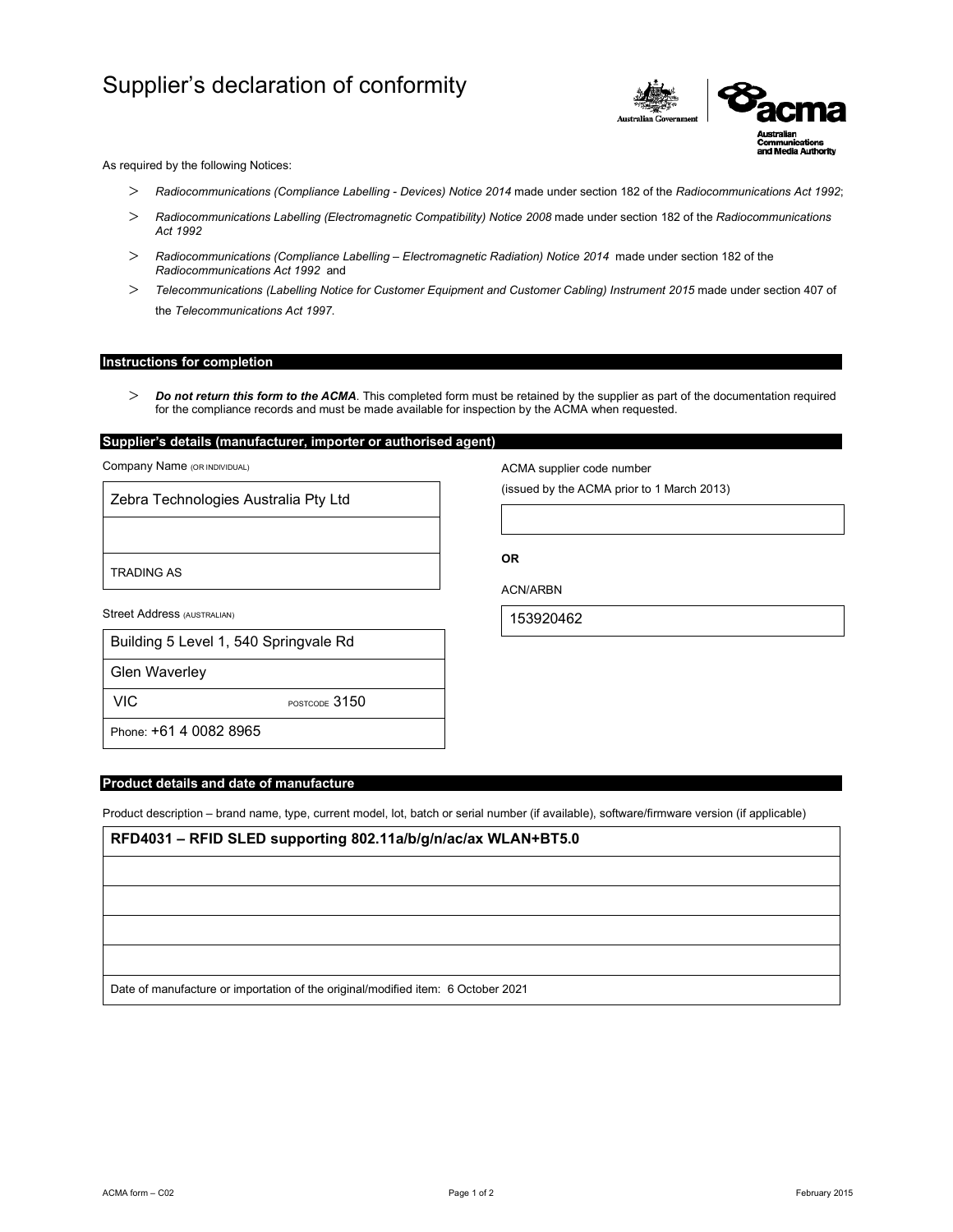# Supplier's declaration of conformity

As required by the following Notices:

- *Radiocommunications (Compliance Labelling - Devices) Notice 2014* made under section 182 of the *Radiocommunications Act 1992*;
- *Radiocommunications Labelling (Electromagnetic Compatibility) Notice 2008* made under section 182 of the *Radiocommunications Act 1992*
- *Radiocommunications (Compliance Labelling – Electromagnetic Radiation) Notice 2014* made under section 182 of the *Radiocommunications Act 1992* and
- *Telecommunications (Labelling Notice for Customer Equipment and Customer Cabling) Instrument 2015* made under section 407 of the *Telecommunications Act 1997*.

## Instructions for completion

- ***Do not return this form to the ACMA***. This completed form must be retained by the supplier as part of the documentation required for the compliance records and must be made available for inspection by the ACMA when requested.

## Supplier's details (manufacturer, importer or authorised agent)

Company Name (OR INDIVIDUAL)

| Zebra Technologies Australia Pty Ltd |
|---|
| |
| TRADING AS |

ACMA supplier code number

(issued by the ACMA prior to 1 March 2013)

| |
|---|

**OR**

ACN/ARBN

| 153920462 |
|---|

Street Address (AUSTRALIAN)

| Building 5 Level 1, 540 Springvale Rd |
|---|
| Glen Waverley |
| VIC POSTCODE 3150 |
| Phone: +61 4 0082 8965 |

## Product details and date of manufacture

Product description – brand name, type, current model, lot, batch or serial number (if available), software/firmware version (if applicable)

| **RFD4031 – RFID SLED supporting 802.11a/b/g/n/ac/ax WLAN+BT5.0** |
|---|
| |
| |
| |
| |
| Date of manufacture or importation of the original/modified item: 6 October 2021 |

ACMA form – C02

February 2015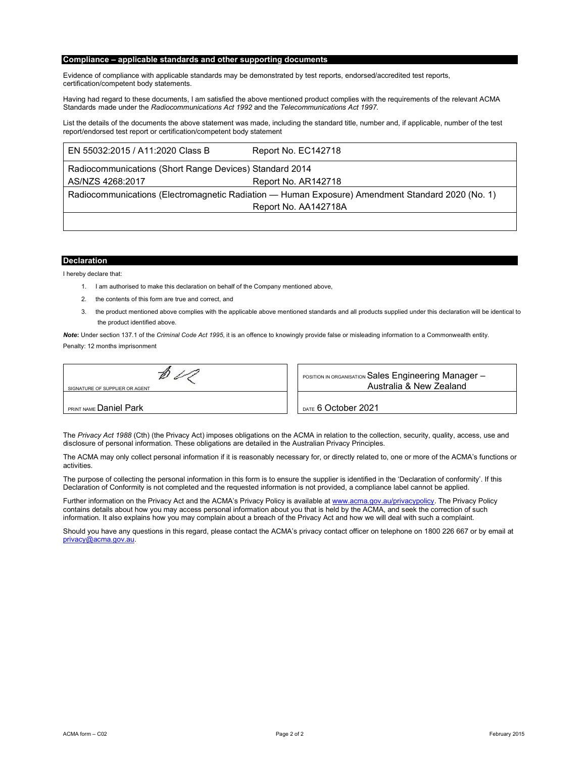## Compliance – applicable standards and other supporting documents

Evidence of compliance with applicable standards may be demonstrated by test reports, endorsed/accredited test reports, certification/competent body statements.

Having had regard to these documents, I am satisfied the above mentioned product complies with the requirements of the relevant ACMA Standards made under the *Radiocommunications Act 1992* and the *Telecommunications Act 1997.*

List the details of the documents the above statement was made, including the standard title, number and, if applicable, number of the test report/endorsed test report or certification/competent body statement

| | |
|---|---|
| EN 55032:2015 / A11:2020 Class B | Report No. EC142718 |
| Radiocommunications (Short Range Devices) Standard 2014<br>AS/NZS 4268:2017 | <br>Report No. AR142718 |
| Radiocommunications (Electromagnetic Radiation — Human Exposure) Amendment Standard 2020 (No. 1) | Report No. AA142718A |
| | |

## Declaration

I hereby declare that:

1. I am authorised to make this declaration on behalf of the Company mentioned above,
2. the contents of this form are true and correct, and
3. the product mentioned above complies with the applicable above mentioned standards and all products supplied under this declaration will be identical to the product identified above.

***Note*:** Under section 137.1 of the *Criminal Code Act 1995*, it is an offence to knowingly provide false or misleading information to a Commonwealth entity.
Penalty: 12 months imprisonment

| | |
|---|---|
| SIGNATURE OF SUPPLIER OR AGENT | POSITION IN ORGANISATION Sales Engineering Manager – Australia & New Zealand |
| PRINT NAME Daniel Park | DATE 6 October 2021 |

The *Privacy Act 1988* (Cth) (the Privacy Act) imposes obligations on the ACMA in relation to the collection, security, quality, access, use and disclosure of personal information. These obligations are detailed in the Australian Privacy Principles.

The ACMA may only collect personal information if it is reasonably necessary for, or directly related to, one or more of the ACMA's functions or activities.

The purpose of collecting the personal information in this form is to ensure the supplier is identified in the 'Declaration of conformity'. If this Declaration of Conformity is not completed and the requested information is not provided, a compliance label cannot be applied.

Further information on the Privacy Act and the ACMA's Privacy Policy is available at www.acma.gov.au/privacypolicy. The Privacy Policy contains details about how you may access personal information about you that is held by the ACMA, and seek the correction of such information. It also explains how you may complain about a breach of the Privacy Act and how we will deal with such a complaint.

Should you have any questions in this regard, please contact the ACMA's privacy contact officer on telephone on 1800 226 667 or by email at privacy@acma.gov.au.

ACMA form – C02 February 2015